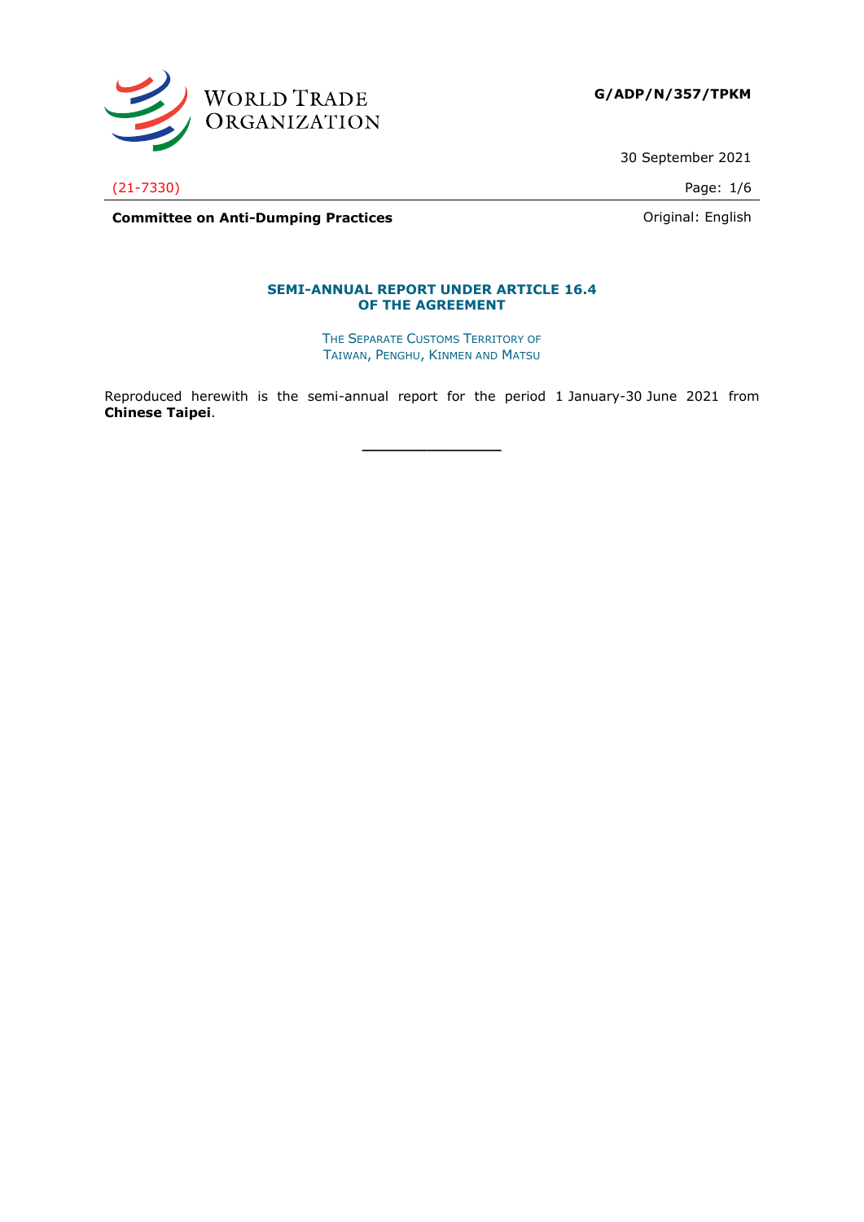WORLD TRADE ORGANIZATION

**G/ADP/N/357/TPKM**

30 September 2021

(21-7330)

**Committee on Anti-Dumping Practices**

Original: English

## SEMI-ANNUAL REPORT UNDER ARTICLE 16.4 OF THE AGREEMENT

THE SEPARATE CUSTOMS TERRITORY OF TAIWAN, PENGHU, KINMEN AND MATSU

Reproduced herewith is the semi-annual report for the period 1 January-30 June 2021 from **Chinese Taipei**.

\_\_\_\_\_\_\_\_\_\_\_\_\_\_\_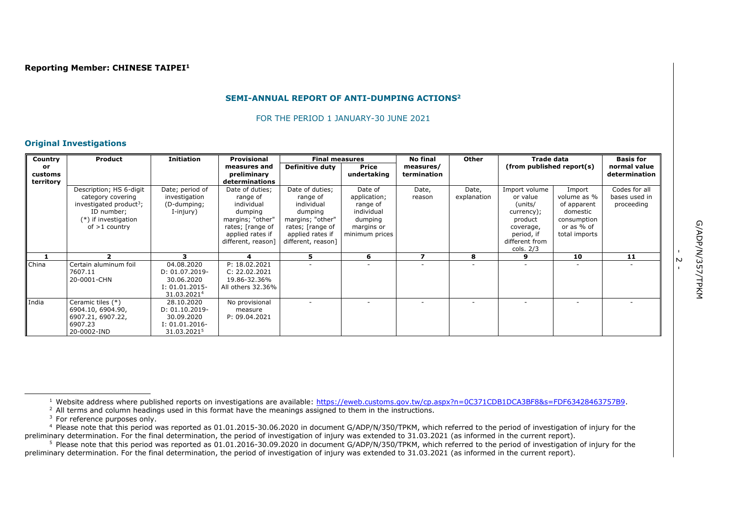**Reporting Member: CHINESE TAIPEI[1]**

**SEMI-ANNUAL REPORT OF ANTI-DUMPING ACTIONS[2]**

FOR THE PERIOD 1 JANUARY-30 JUNE 2021

## Original Investigations

| Country or customs territory | Product | Initiation | Provisional measures and preliminary determinations | Final measures | | No final measures/ termination | Other | Trade data (from published report(s)) | | Basis for normal value determination |
|---|---|---|---|---|---|---|---|---|---|---|
| | | | | Definitive duty | Price undertaking | | | | | |
| | Description; HS 6-digit category covering investigated product[3]; ID number; (*) if investigation of >1 country | Date; period of investigation (D-dumping; I-injury) | Date of duties; range of individual dumping margins; "other" rates; [range of applied rates if different, reason] | Date of duties; range of individual dumping margins; "other" rates; [range of applied rates if different, reason] | Date of application; range of individual dumping margins or minimum prices | Date, reason | Date, explanation | Import volume or value (units/ currency); product coverage, period, if different from cols. 2/3 | Import volume as % of apparent domestic consumption or as % of total imports | Codes for all bases used in proceeding |
| **1** | **2** | **3** | **4** | **5** | **6** | **7** | **8** | **9** | **10** | **11** |
| China | Certain aluminum foil<br>7607.11<br>20-0001-CHN | 04.08.2020<br>D: 01.07.2019-30.06.2020<br>I: 01.01.2015-31.03.2021[4] | P: 18.02.2021<br>C: 22.02.2021<br>19.86-32.36%<br>All others 32.36% | - | - | - | - | - | - | - |
| India | Ceramic tiles (*)<br>6904.10, 6904.90, 6907.21, 6907.22, 6907.23<br>20-0002-IND | 28.10.2020<br>D: 01.10.2019-30.09.2020<br>I: 01.01.2016-31.03.2021[5] | No provisional measure<br>P: 09.04.2021 | - | - | - | - | - | - | - |

[1] Website address where published reports on investigations are available: https://eweb.customs.gov.tw/cp.aspx?n=0C371CDB1DCA3BF8&s=FDF63428463757B9.

[2] All terms and column headings used in this format have the meanings assigned to them in the instructions.

[3] For reference purposes only.

[4] Please note that this period was reported as 01.01.2015-30.06.2020 in document G/ADP/N/350/TPKM, which referred to the period of investigation of injury for the preliminary determination. For the final determination, the period of investigation of injury was extended to 31.03.2021 (as informed in the current report).

[5] Please note that this period was reported as 01.01.2016-30.09.2020 in document G/ADP/N/350/TPKM, which referred to the period of investigation of injury for the preliminary determination. For the final determination, the period of investigation of injury was extended to 31.03.2021 (as informed in the current report).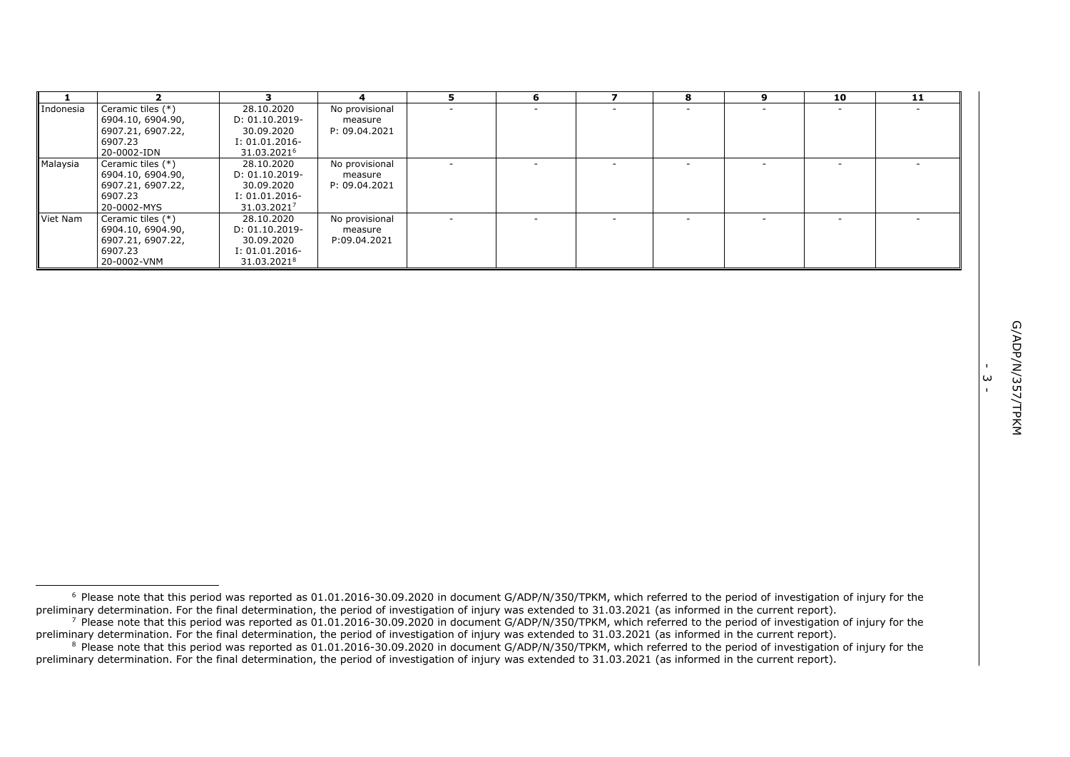| 1 | 2 | 3 | 4 | 5 | 6 | 7 | 8 | 9 | 10 | 11 |
|---|---|---|---|---|---|---|---|---|---|---|
| Indonesia | Ceramic tiles (*) 6904.10, 6904.90, 6907.21, 6907.22, 6907.23 20-0002-IDN | 28.10.2020 D: 01.10.2019-30.09.2020 I: 01.01.2016-31.03.2021[6] | No provisional measure P: 09.04.2021 | - | - | - | - | - | - | - |
| Malaysia | Ceramic tiles (*) 6904.10, 6904.90, 6907.21, 6907.22, 6907.23 20-0002-MYS | 28.10.2020 D: 01.10.2019-30.09.2020 I: 01.01.2016-31.03.2021[7] | No provisional measure P: 09.04.2021 | - | - | - | - | - | - | - |
| Viet Nam | Ceramic tiles (*) 6904.10, 6904.90, 6907.21, 6907.22, 6907.23 20-0002-VNM | 28.10.2020 D: 01.10.2019-30.09.2020 I: 01.01.2016-31.03.2021[8] | No provisional measure P:09.04.2021 | - | - | - | - | - | - | - |

[6] Please note that this period was reported as 01.01.2016-30.09.2020 in document G/ADP/N/350/TPKM, which referred to the period of investigation of injury for the preliminary determination. For the final determination, the period of investigation of injury was extended to 31.03.2021 (as informed in the current report).

[7] Please note that this period was reported as 01.01.2016-30.09.2020 in document G/ADP/N/350/TPKM, which referred to the period of investigation of injury for the preliminary determination. For the final determination, the period of investigation of injury was extended to 31.03.2021 (as informed in the current report).

[8] Please note that this period was reported as 01.01.2016-30.09.2020 in document G/ADP/N/350/TPKM, which referred to the period of investigation of injury for the preliminary determination. For the final determination, the period of investigation of injury was extended to 31.03.2021 (as informed in the current report).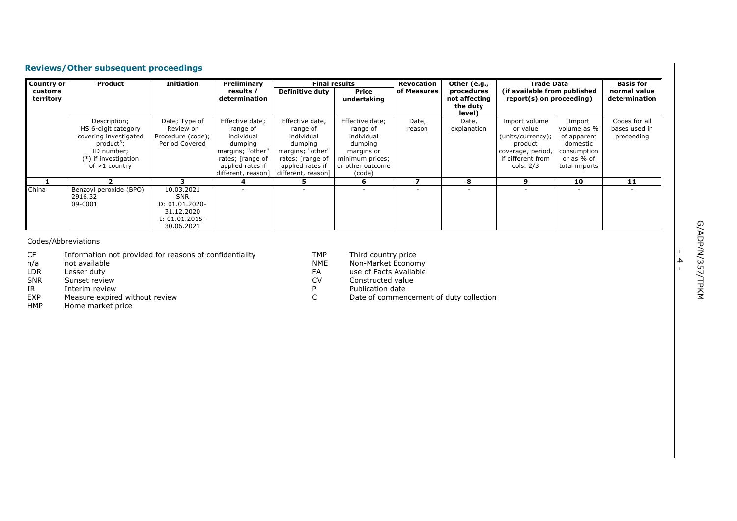## Reviews/Other subsequent proceedings

| Country or customs territory | Product | Initiation | Preliminary results / determination | Final results | | Revocation of Measures | Other (e.g., procedures not affecting the duty level) | Trade Data (if available from published report(s) on proceeding) | | Basis for normal value determination |
|---|---|---|---|---|---|---|---|---|---|---|
| | | | | Definitive duty | Price undertaking | | | | | |
| | Description; HS 6-digit category covering investigated product[3]; ID number; (*) if investigation of >1 country | Date; Type of Review or Procedure (code); Period Covered | Effective date; range of individual dumping margins; "other" rates; [range of applied rates if different, reason] | Effective date, range of individual dumping margins; "other" rates; [range of applied rates if different, reason] | Effective date; range of individual dumping margins or minimum prices; or other outcome (code) | Date, reason | Date, explanation | Import volume or value (units/currency); product coverage, period, if different from cols. 2/3 | Import volume as % of apparent domestic consumption or as % of total imports | Codes for all bases used in proceeding |
| **1** | **2** | **3** | **4** | **5** | **6** | **7** | **8** | **9** | **10** | **11** |
| China | Benzoyl peroxide (BPO) 2916.32 09-0001 | 10.03.2021 SNR D: 01.01.2020-31.12.2020 I: 01.01.2015-30.06.2021 | - | - | - | - | - | - | - | - |

Codes/Abbreviations

| | | | |
|---|---|---|---|
| CF | Information not provided for reasons of confidentiality | TMP | Third country price |
| n/a | not available | NME | Non-Market Economy |
| LDR | Lesser duty | FA | use of Facts Available |
| SNR | Sunset review | CV | Constructed value |
| IR | Interim review | P | Publication date |
| EXP | Measure expired without review | C | Date of commencement of duty collection |
| HMP | Home market price | | |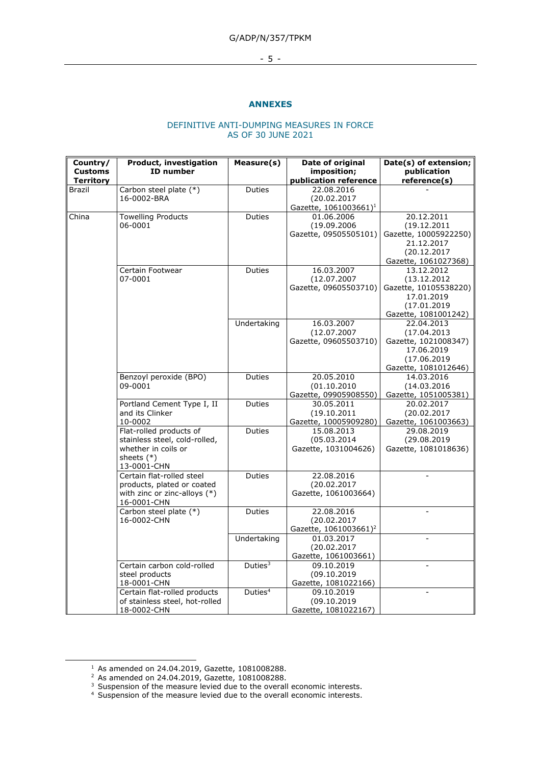## ANNEXES

DEFINITIVE ANTI-DUMPING MEASURES IN FORCE
AS OF 30 JUNE 2021

| Country/ Customs Territory | Product, investigation ID number | Measure(s) | Date of original imposition; publication reference | Date(s) of extension; publication reference(s) |
|---|---|---|---|---|
| Brazil | Carbon steel plate (*)<br>16-0002-BRA | Duties | 22.08.2016<br>(20.02.2017<br>Gazette, 1061003661)[1] | - |
| China | Towelling Products<br>06-0001 | Duties | 01.06.2006<br>(19.09.2006<br>Gazette, 09505505101) | 20.12.2011<br>(19.12.2011<br>Gazette, 10005922250)<br>21.12.2017<br>(20.12.2017<br>Gazette, 1061027368) |
| | Certain Footwear<br>07-0001 | Duties | 16.03.2007<br>(12.07.2007<br>Gazette, 09605503710) | 13.12.2012<br>(13.12.2012<br>Gazette, 10105538220)<br>17.01.2019<br>(17.01.2019<br>Gazette, 1081001242) |
| | | Undertaking | 16.03.2007<br>(12.07.2007<br>Gazette, 09605503710) | 22.04.2013<br>(17.04.2013<br>Gazette, 1021008347)<br>17.06.2019<br>(17.06.2019<br>Gazette, 1081012646) |
| | Benzoyl peroxide (BPO)<br>09-0001 | Duties | 20.05.2010<br>(01.10.2010<br>Gazette, 09905908550) | 14.03.2016<br>(14.03.2016<br>Gazette, 1051005381) |
| | Portland Cement Type I, II and its Clinker<br>10-0002 | Duties | 30.05.2011<br>(19.10.2011<br>Gazette, 10005909280) | 20.02.2017<br>(20.02.2017<br>Gazette, 1061003663) |
| | Flat-rolled products of stainless steel, cold-rolled, whether in coils or sheets (*)<br>13-0001-CHN | Duties | 15.08.2013<br>(05.03.2014<br>Gazette, 1031004626) | 29.08.2019<br>(29.08.2019<br>Gazette, 1081018636) |
| | Certain flat-rolled steel products, plated or coated with zinc or zinc-alloys (*)<br>16-0001-CHN | Duties | 22.08.2016<br>(20.02.2017<br>Gazette, 1061003664) | - |
| | Carbon steel plate (*)<br>16-0002-CHN | Duties | 22.08.2016<br>(20.02.2017<br>Gazette, 1061003661)[2] | - |
| | | Undertaking | 01.03.2017<br>(20.02.2017<br>Gazette, 1061003661) | - |
| | Certain carbon cold-rolled steel products<br>18-0001-CHN | Duties[3] | 09.10.2019<br>(09.10.2019<br>Gazette, 1081022166) | - |
| | Certain flat-rolled products of stainless steel, hot-rolled<br>18-0002-CHN | Duties[4] | 09.10.2019<br>(09.10.2019<br>Gazette, 1081022167) | - |

[1] As amended on 24.04.2019, Gazette, 1081008288.

[2] As amended on 24.04.2019, Gazette, 1081008288.

[3] Suspension of the measure levied due to the overall economic interests.

[4] Suspension of the measure levied due to the overall economic interests.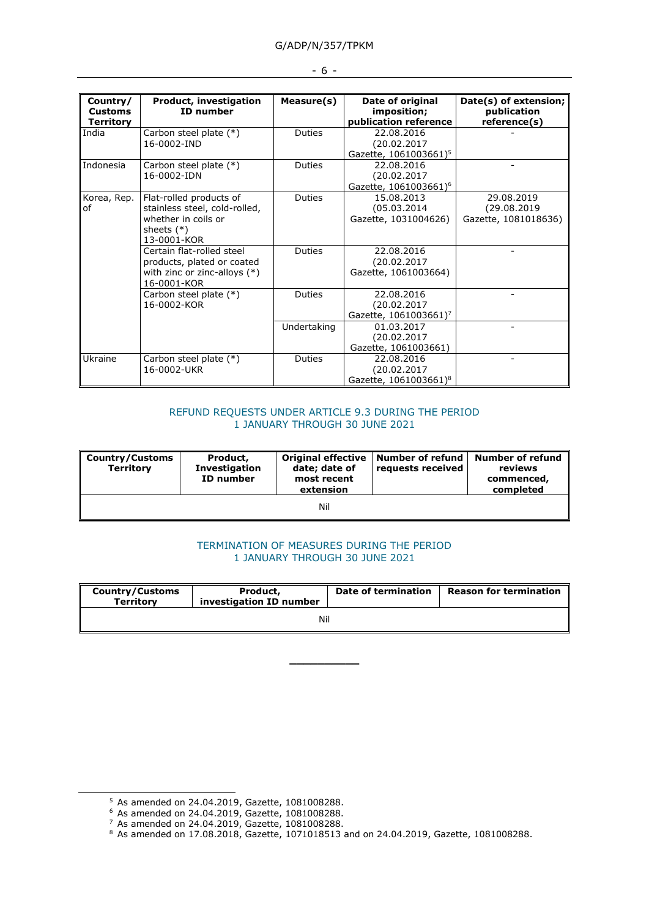| Country/ Customs Territory | Product, investigation ID number | Measure(s) | Date of original imposition; publication reference | Date(s) of extension; publication reference(s) |
|---|---|---|---|---|
| India | Carbon steel plate (*) 16-0002-IND | Duties | 22.08.2016 (20.02.2017 Gazette, 1061003661)[5] | - |
| Indonesia | Carbon steel plate (*) 16-0002-IDN | Duties | 22.08.2016 (20.02.2017 Gazette, 1061003661)[6] | - |
| Korea, Rep. of | Flat-rolled products of stainless steel, cold-rolled, whether in coils or sheets (*) 13-0001-KOR | Duties | 15.08.2013 (05.03.2014 Gazette, 1031004626) | 29.08.2019 (29.08.2019 Gazette, 1081018636) |
| | Certain flat-rolled steel products, plated or coated with zinc or zinc-alloys (*) 16-0001-KOR | Duties | 22.08.2016 (20.02.2017 Gazette, 1061003664) | - |
| | Carbon steel plate (*) 16-0002-KOR | Duties | 22.08.2016 (20.02.2017 Gazette, 1061003661)[7] | - |
| | | Undertaking | 01.03.2017 (20.02.2017 Gazette, 1061003661) | - |
| Ukraine | Carbon steel plate (*) 16-0002-UKR | Duties | 22.08.2016 (20.02.2017 Gazette, 1061003661)[8] | - |

## REFUND REQUESTS UNDER ARTICLE 9.3 DURING THE PERIOD 1 JANUARY THROUGH 30 JUNE 2021

| Country/Customs Territory | Product, Investigation ID number | Original effective date; date of most recent extension | Number of refund requests received | Number of refund reviews commenced, completed |
|---|---|---|---|---|
| Nil | | | | |

## TERMINATION OF MEASURES DURING THE PERIOD 1 JANUARY THROUGH 30 JUNE 2021

| Country/Customs Territory | Product, investigation ID number | Date of termination | Reason for termination |
|---|---|---|---|
| Nil | | | |

__________

[5] As amended on 24.04.2019, Gazette, 1081008288.
[6] As amended on 24.04.2019, Gazette, 1081008288.
[7] As amended on 24.04.2019, Gazette, 1081008288.
[8] As amended on 17.08.2018, Gazette, 1071018513 and on 24.04.2019, Gazette, 1081008288.